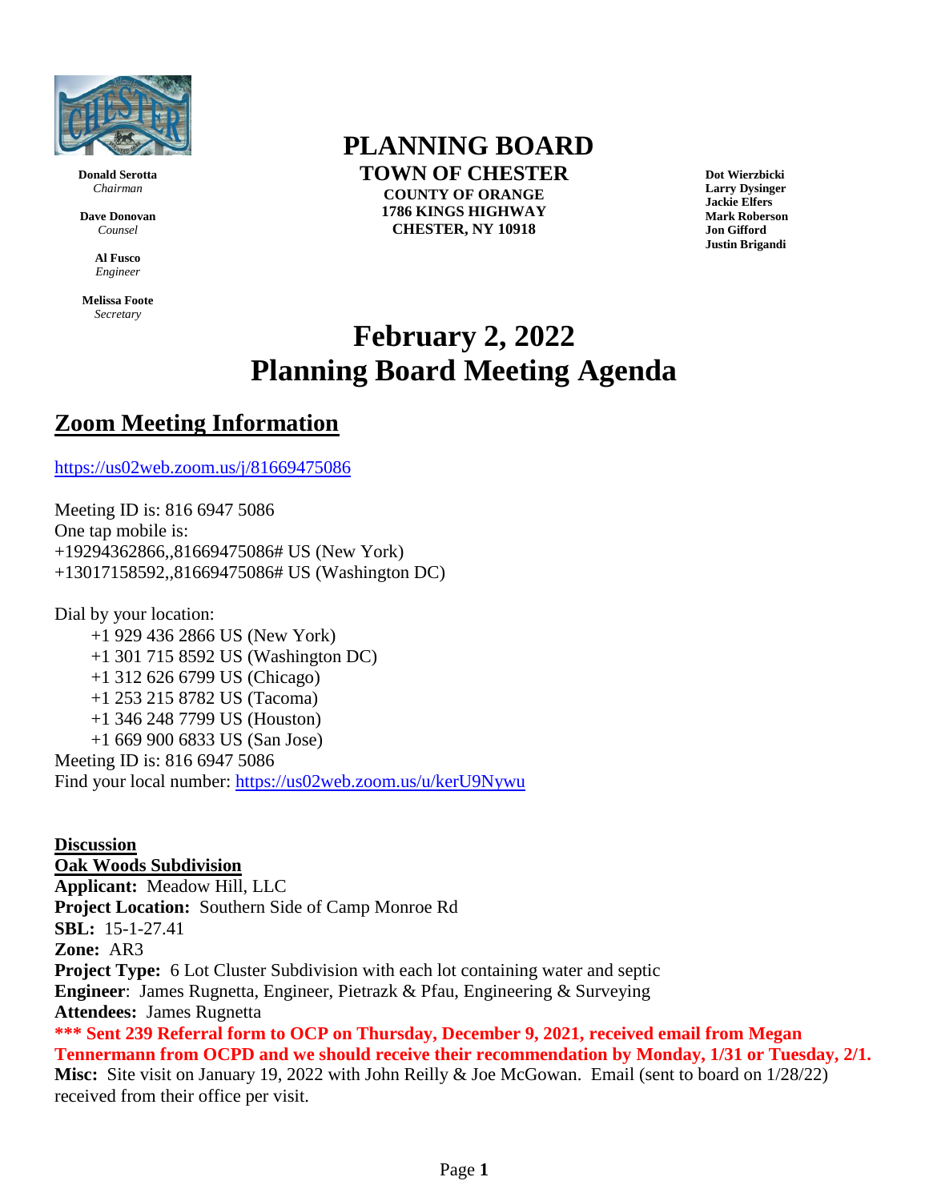**Donald Serotta**
*Chairman*

**Dave Donovan**
*Counsel*

**Al Fusco**
*Engineer*

**Melissa Foote**
*Secretary*

# PLANNING BOARD

**TOWN OF CHESTER**
**COUNTY OF ORANGE**
**1786 KINGS HIGHWAY**
**CHESTER, NY 10918**

**Dot Wierzbicki**
**Larry Dysinger**
**Jackie Elfers**
**Mark Roberson**
**Jon Gifford**
**Justin Brigandi**

# February 2, 2022
# Planning Board Meeting Agenda

## Zoom Meeting Information

https://us02web.zoom.us/j/81669475086

Meeting ID is: 816 6947 5086
One tap mobile is:
+19294362866,,81669475086# US (New York)
+13017158592,,81669475086# US (Washington DC)

Dial by your location:
- +1 929 436 2866 US (New York)
- +1 301 715 8592 US (Washington DC)
- +1 312 626 6799 US (Chicago)
- +1 253 215 8782 US (Tacoma)
- +1 346 248 7799 US (Houston)
- +1 669 900 6833 US (San Jose)

Meeting ID is: 816 6947 5086
Find your local number: https://us02web.zoom.us/u/kerU9Nywu

**Discussion**
**Oak Woods Subdivision**
**Applicant:** Meadow Hill, LLC
**Project Location:** Southern Side of Camp Monroe Rd
**SBL:** 15-1-27.41
**Zone:** AR3
**Project Type:** 6 Lot Cluster Subdivision with each lot containing water and septic
**Engineer**: James Rugnetta, Engineer, Pietrazk & Pfau, Engineering & Surveying
**Attendees:** James Rugnetta
**\*\*\* Sent 239 Referral form to OCP on Thursday, December 9, 2021, received email from Megan Tennermann from OCPD and we should receive their recommendation by Monday, 1/31 or Tuesday, 2/1.**
**Misc:** Site visit on January 19, 2022 with John Reilly & Joe McGowan. Email (sent to board on 1/28/22) received from their office per visit.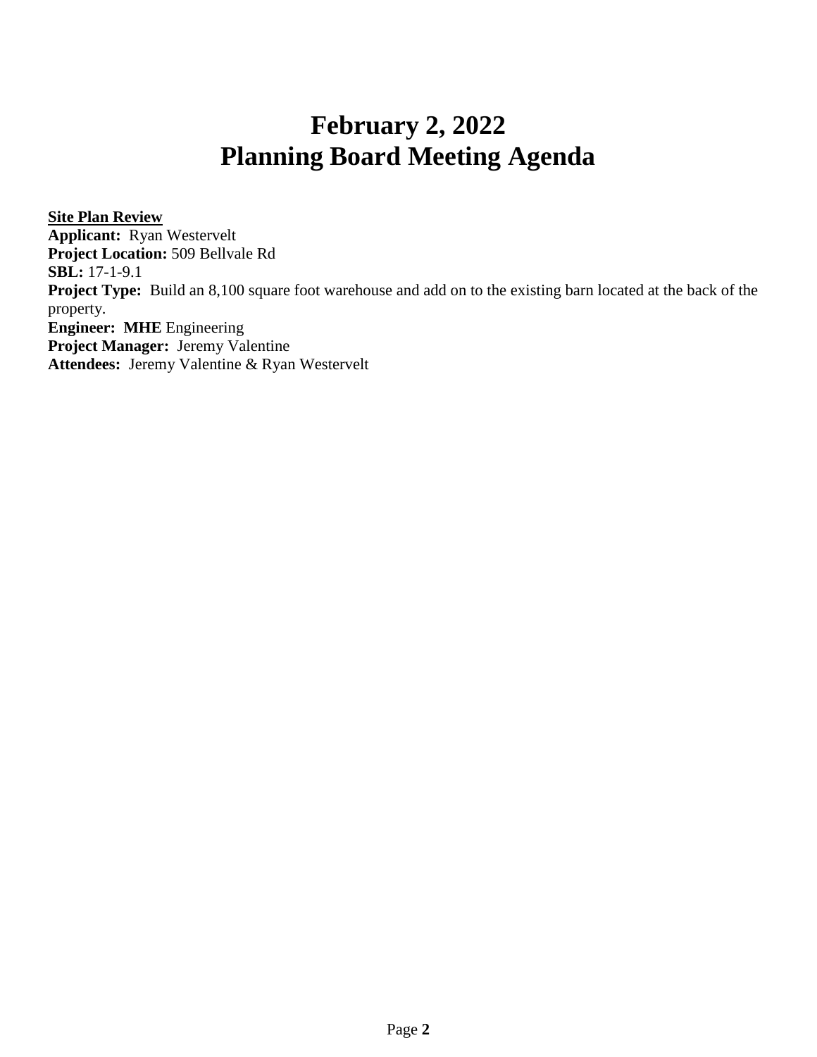# February 2, 2022
# Planning Board Meeting Agenda

**Site Plan Review**
**Applicant:** Ryan Westervelt
**Project Location:** 509 Bellvale Rd
**SBL:** 17-1-9.1
**Project Type:** Build an 8,100 square foot warehouse and add on to the existing barn located at the back of the property.
**Engineer:** **MHE** Engineering
**Project Manager:** Jeremy Valentine
**Attendees:** Jeremy Valentine & Ryan Westervelt